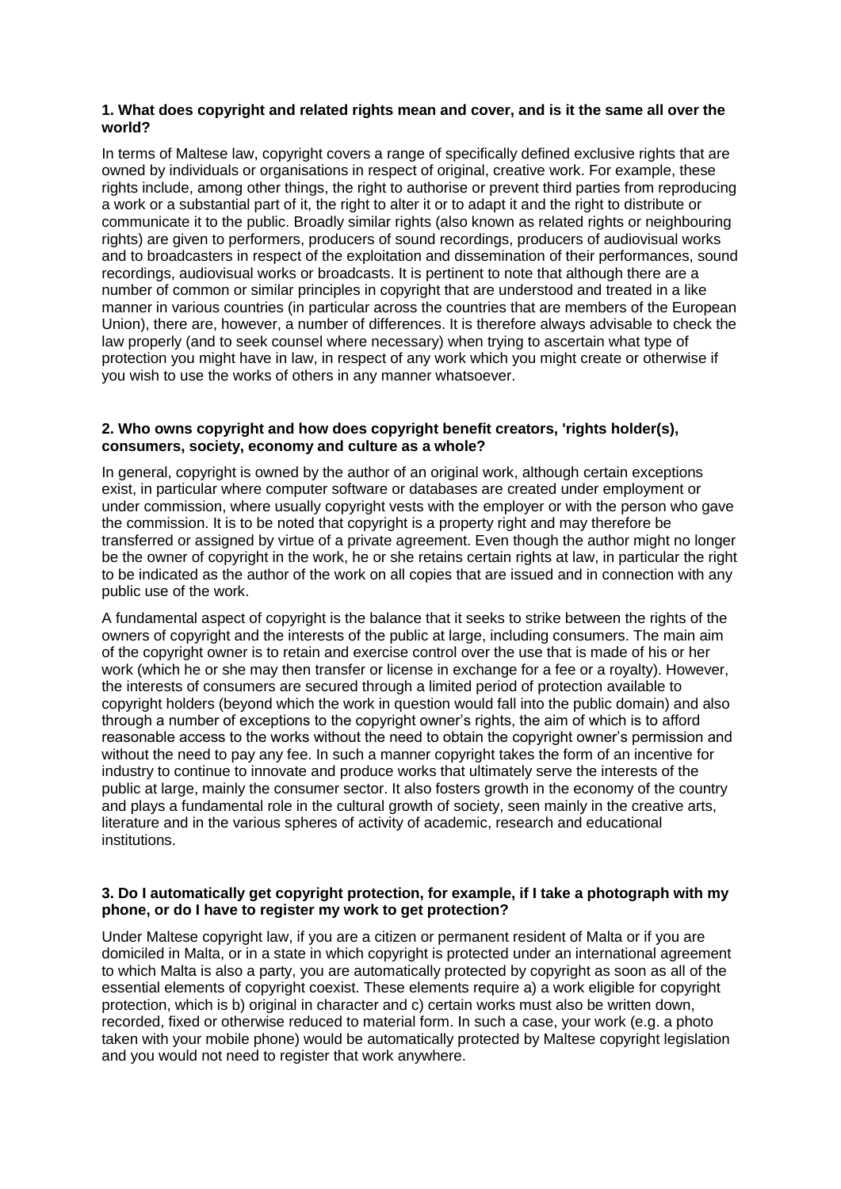**1. What does copyright and related rights mean and cover, and is it the same all over the world?**

In terms of Maltese law, copyright covers a range of specifically defined exclusive rights that are owned by individuals or organisations in respect of original, creative work. For example, these rights include, among other things, the right to authorise or prevent third parties from reproducing a work or a substantial part of it, the right to alter it or to adapt it and the right to distribute or communicate it to the public. Broadly similar rights (also known as related rights or neighbouring rights) are given to performers, producers of sound recordings, producers of audiovisual works and to broadcasters in respect of the exploitation and dissemination of their performances, sound recordings, audiovisual works or broadcasts. It is pertinent to note that although there are a number of common or similar principles in copyright that are understood and treated in a like manner in various countries (in particular across the countries that are members of the European Union), there are, however, a number of differences. It is therefore always advisable to check the law properly (and to seek counsel where necessary) when trying to ascertain what type of protection you might have in law, in respect of any work which you might create or otherwise if you wish to use the works of others in any manner whatsoever.

**2. Who owns copyright and how does copyright benefit creators, 'rights holder(s), consumers, society, economy and culture as a whole?**

In general, copyright is owned by the author of an original work, although certain exceptions exist, in particular where computer software or databases are created under employment or under commission, where usually copyright vests with the employer or with the person who gave the commission. It is to be noted that copyright is a property right and may therefore be transferred or assigned by virtue of a private agreement. Even though the author might no longer be the owner of copyright in the work, he or she retains certain rights at law, in particular the right to be indicated as the author of the work on all copies that are issued and in connection with any public use of the work.

A fundamental aspect of copyright is the balance that it seeks to strike between the rights of the owners of copyright and the interests of the public at large, including consumers. The main aim of the copyright owner is to retain and exercise control over the use that is made of his or her work (which he or she may then transfer or license in exchange for a fee or a royalty). However, the interests of consumers are secured through a limited period of protection available to copyright holders (beyond which the work in question would fall into the public domain) and also through a number of exceptions to the copyright owner's rights, the aim of which is to afford reasonable access to the works without the need to obtain the copyright owner's permission and without the need to pay any fee. In such a manner copyright takes the form of an incentive for industry to continue to innovate and produce works that ultimately serve the interests of the public at large, mainly the consumer sector. It also fosters growth in the economy of the country and plays a fundamental role in the cultural growth of society, seen mainly in the creative arts, literature and in the various spheres of activity of academic, research and educational institutions.

**3. Do I automatically get copyright protection, for example, if I take a photograph with my phone, or do I have to register my work to get protection?**

Under Maltese copyright law, if you are a citizen or permanent resident of Malta or if you are domiciled in Malta, or in a state in which copyright is protected under an international agreement to which Malta is also a party, you are automatically protected by copyright as soon as all of the essential elements of copyright coexist. These elements require a) a work eligible for copyright protection, which is b) original in character and c) certain works must also be written down, recorded, fixed or otherwise reduced to material form. In such a case, your work (e.g. a photo taken with your mobile phone) would be automatically protected by Maltese copyright legislation and you would not need to register that work anywhere.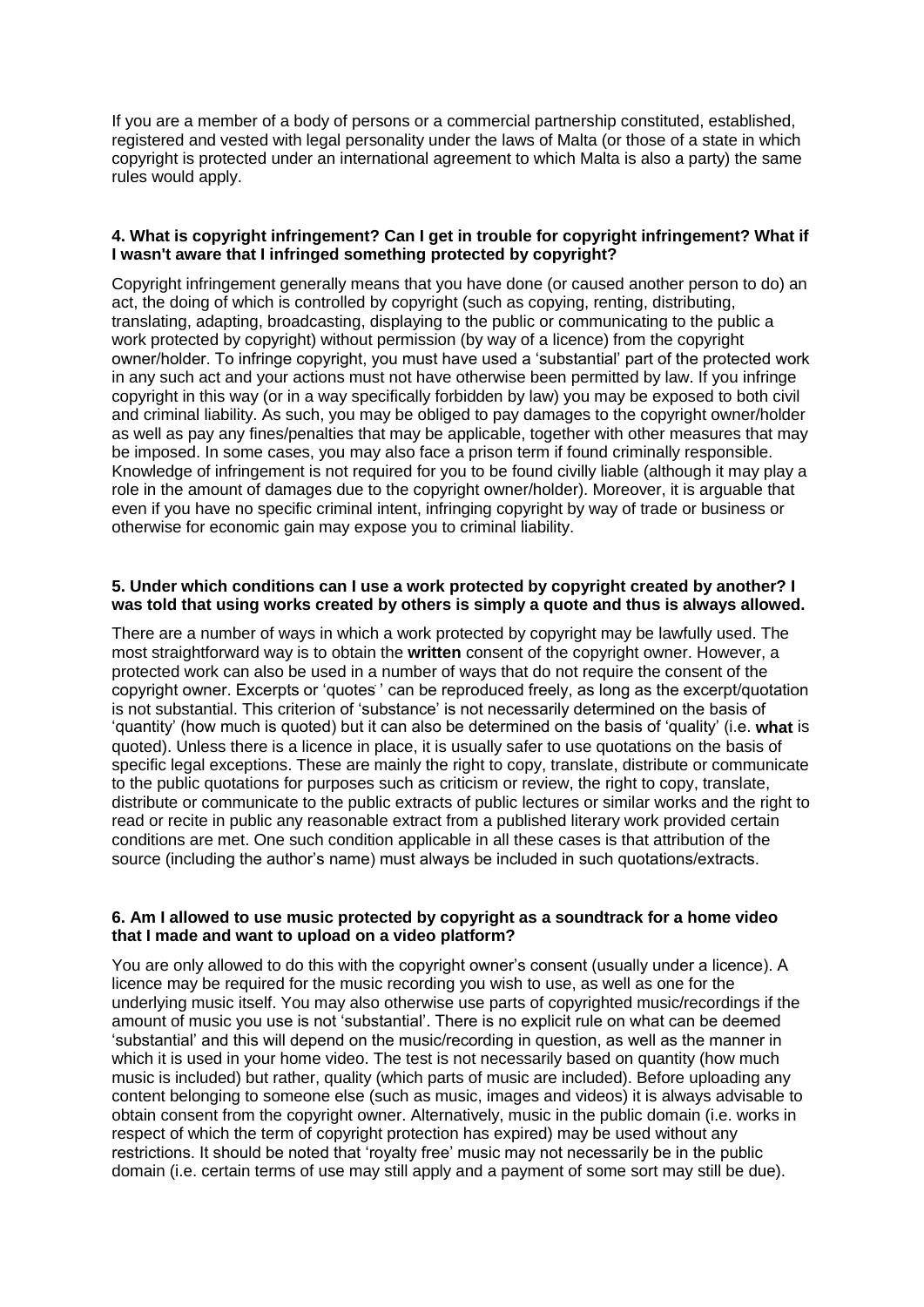If you are a member of a body of persons or a commercial partnership constituted, established, registered and vested with legal personality under the laws of Malta (or those of a state in which copyright is protected under an international agreement to which Malta is also a party) the same rules would apply.

#### 4. What is copyright infringement? Can I get in trouble for copyright infringement? What if I wasn't aware that I infringed something protected by copyright?

Copyright infringement generally means that you have done (or caused another person to do) an act, the doing of which is controlled by copyright (such as copying, renting, distributing, translating, adapting, broadcasting, displaying to the public or communicating to the public a work protected by copyright) without permission (by way of a licence) from the copyright owner/holder. To infringe copyright, you must have used a 'substantial' part of the protected work in any such act and your actions must not have otherwise been permitted by law. If you infringe copyright in this way (or in a way specifically forbidden by law) you may be exposed to both civil and criminal liability. As such, you may be obliged to pay damages to the copyright owner/holder as well as pay any fines/penalties that may be applicable, together with other measures that may be imposed. In some cases, you may also face a prison term if found criminally responsible. Knowledge of infringement is not required for you to be found civilly liable (although it may play a role in the amount of damages due to the copyright owner/holder). Moreover, it is arguable that even if you have no specific criminal intent, infringing copyright by way of trade or business or otherwise for economic gain may expose you to criminal liability.

#### 5. Under which conditions can I use a work protected by copyright created by another? I was told that using works created by others is simply a quote and thus is always allowed.

There are a number of ways in which a work protected by copyright may be lawfully used. The most straightforward way is to obtain the **written** consent of the copyright owner. However, a protected work can also be used in a number of ways that do not require the consent of the copyright owner. Excerpts or 'quotes' can be reproduced freely, as long as the excerpt/quotation is not substantial. This criterion of 'substance' is not necessarily determined on the basis of 'quantity' (how much is quoted) but it can also be determined on the basis of 'quality' (i.e. **what** is quoted). Unless there is a licence in place, it is usually safer to use quotations on the basis of specific legal exceptions. These are mainly the right to copy, translate, distribute or communicate to the public quotations for purposes such as criticism or review, the right to copy, translate, distribute or communicate to the public extracts of public lectures or similar works and the right to read or recite in public any reasonable extract from a published literary work provided certain conditions are met. One such condition applicable in all these cases is that attribution of the source (including the author's name) must always be included in such quotations/extracts.

#### 6. Am I allowed to use music protected by copyright as a soundtrack for a home video that I made and want to upload on a video platform?

You are only allowed to do this with the copyright owner's consent (usually under a licence). A licence may be required for the music recording you wish to use, as well as one for the underlying music itself. You may also otherwise use parts of copyrighted music/recordings if the amount of music you use is not 'substantial'. There is no explicit rule on what can be deemed 'substantial' and this will depend on the music/recording in question, as well as the manner in which it is used in your home video. The test is not necessarily based on quantity (how much music is included) but rather, quality (which parts of music are included). Before uploading any content belonging to someone else (such as music, images and videos) it is always advisable to obtain consent from the copyright owner. Alternatively, music in the public domain (i.e. works in respect of which the term of copyright protection has expired) may be used without any restrictions. It should be noted that 'royalty free' music may not necessarily be in the public domain (i.e. certain terms of use may still apply and a payment of some sort may still be due).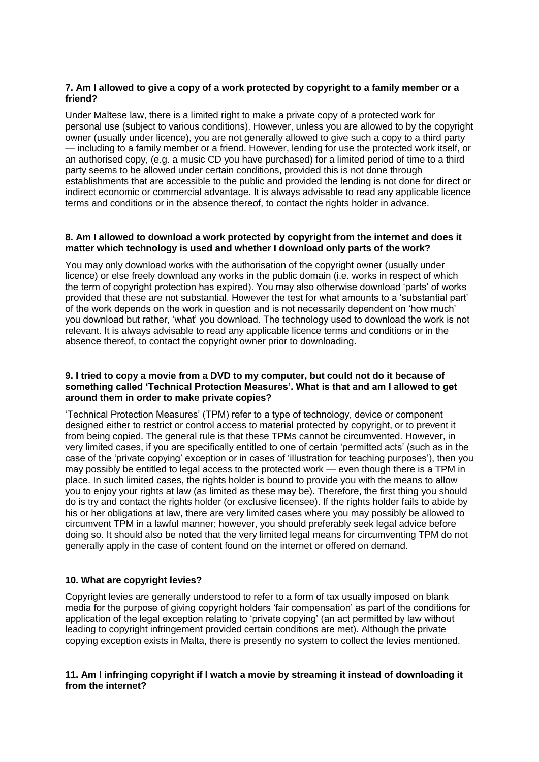**7. Am I allowed to give a copy of a work protected by copyright to a family member or a friend?**

Under Maltese law, there is a limited right to make a private copy of a protected work for personal use (subject to various conditions). However, unless you are allowed to by the copyright owner (usually under licence), you are not generally allowed to give such a copy to a third party — including to a family member or a friend. However, lending for use the protected work itself, or an authorised copy, (e.g. a music CD you have purchased) for a limited period of time to a third party seems to be allowed under certain conditions, provided this is not done through establishments that are accessible to the public and provided the lending is not done for direct or indirect economic or commercial advantage. It is always advisable to read any applicable licence terms and conditions or in the absence thereof, to contact the rights holder in advance.

**8. Am I allowed to download a work protected by copyright from the internet and does it matter which technology is used and whether I download only parts of the work?**

You may only download works with the authorisation of the copyright owner (usually under licence) or else freely download any works in the public domain (i.e. works in respect of which the term of copyright protection has expired). You may also otherwise download 'parts' of works provided that these are not substantial. However the test for what amounts to a 'substantial part' of the work depends on the work in question and is not necessarily dependent on 'how much' you download but rather, 'what' you download. The technology used to download the work is not relevant. It is always advisable to read any applicable licence terms and conditions or in the absence thereof, to contact the copyright owner prior to downloading.

**9. I tried to copy a movie from a DVD to my computer, but could not do it because of something called 'Technical Protection Measures'. What is that and am I allowed to get around them in order to make private copies?**

'Technical Protection Measures' (TPM) refer to a type of technology, device or component designed either to restrict or control access to material protected by copyright, or to prevent it from being copied. The general rule is that these TPMs cannot be circumvented. However, in very limited cases, if you are specifically entitled to one of certain 'permitted acts' (such as in the case of the 'private copying' exception or in cases of 'illustration for teaching purposes'), then you may possibly be entitled to legal access to the protected work — even though there is a TPM in place. In such limited cases, the rights holder is bound to provide you with the means to allow you to enjoy your rights at law (as limited as these may be). Therefore, the first thing you should do is try and contact the rights holder (or exclusive licensee). If the rights holder fails to abide by his or her obligations at law, there are very limited cases where you may possibly be allowed to circumvent TPM in a lawful manner; however, you should preferably seek legal advice before doing so. It should also be noted that the very limited legal means for circumventing TPM do not generally apply in the case of content found on the internet or offered on demand.

**10. What are copyright levies?**

Copyright levies are generally understood to refer to a form of tax usually imposed on blank media for the purpose of giving copyright holders 'fair compensation' as part of the conditions for application of the legal exception relating to 'private copying' (an act permitted by law without leading to copyright infringement provided certain conditions are met). Although the private copying exception exists in Malta, there is presently no system to collect the levies mentioned.

**11. Am I infringing copyright if I watch a movie by streaming it instead of downloading it from the internet?**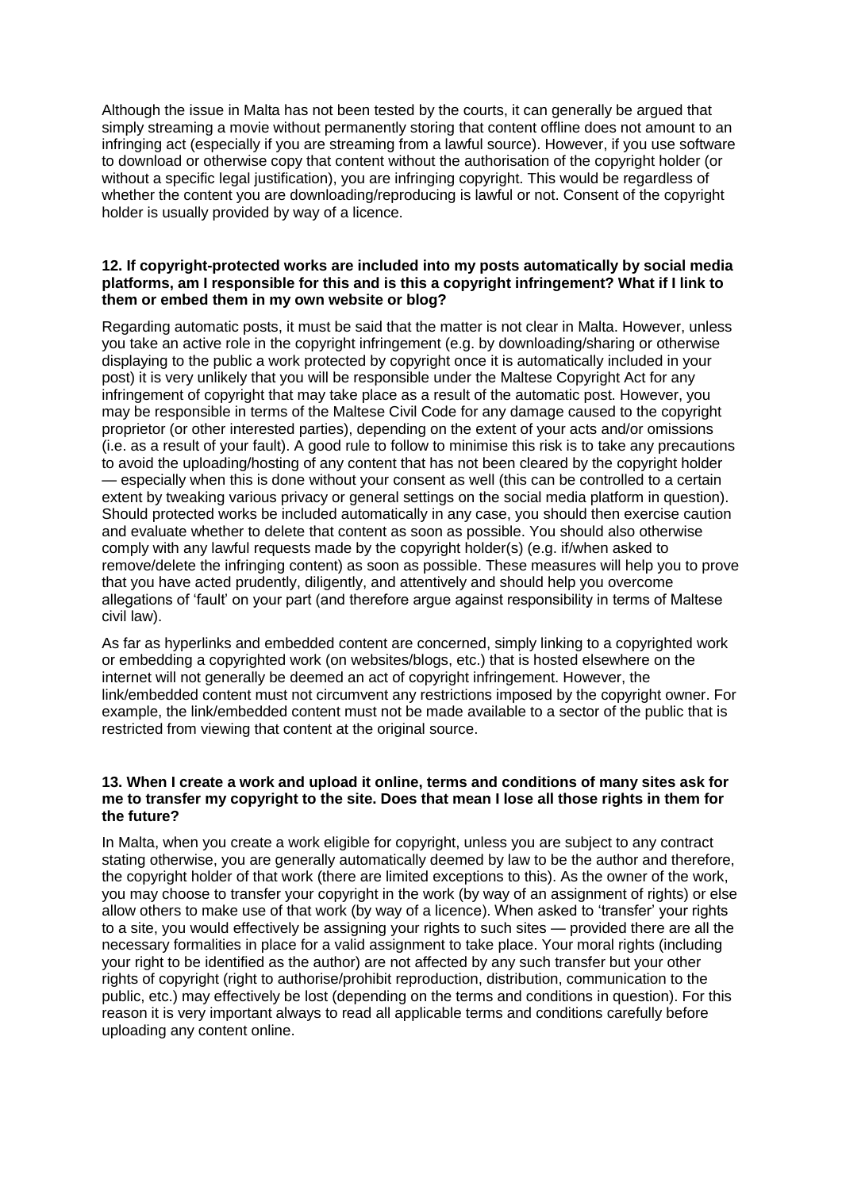Although the issue in Malta has not been tested by the courts, it can generally be argued that simply streaming a movie without permanently storing that content offline does not amount to an infringing act (especially if you are streaming from a lawful source). However, if you use software to download or otherwise copy that content without the authorisation of the copyright holder (or without a specific legal justification), you are infringing copyright. This would be regardless of whether the content you are downloading/reproducing is lawful or not. Consent of the copyright holder is usually provided by way of a licence.

**12. If copyright-protected works are included into my posts automatically by social media platforms, am I responsible for this and is this a copyright infringement? What if I link to them or embed them in my own website or blog?**

Regarding automatic posts, it must be said that the matter is not clear in Malta. However, unless you take an active role in the copyright infringement (e.g. by downloading/sharing or otherwise displaying to the public a work protected by copyright once it is automatically included in your post) it is very unlikely that you will be responsible under the Maltese Copyright Act for any infringement of copyright that may take place as a result of the automatic post. However, you may be responsible in terms of the Maltese Civil Code for any damage caused to the copyright proprietor (or other interested parties), depending on the extent of your acts and/or omissions (i.e. as a result of your fault). A good rule to follow to minimise this risk is to take any precautions to avoid the uploading/hosting of any content that has not been cleared by the copyright holder — especially when this is done without your consent as well (this can be controlled to a certain extent by tweaking various privacy or general settings on the social media platform in question). Should protected works be included automatically in any case, you should then exercise caution and evaluate whether to delete that content as soon as possible. You should also otherwise comply with any lawful requests made by the copyright holder(s) (e.g. if/when asked to remove/delete the infringing content) as soon as possible. These measures will help you to prove that you have acted prudently, diligently, and attentively and should help you overcome allegations of 'fault' on your part (and therefore argue against responsibility in terms of Maltese civil law).

As far as hyperlinks and embedded content are concerned, simply linking to a copyrighted work or embedding a copyrighted work (on websites/blogs, etc.) that is hosted elsewhere on the internet will not generally be deemed an act of copyright infringement. However, the link/embedded content must not circumvent any restrictions imposed by the copyright owner. For example, the link/embedded content must not be made available to a sector of the public that is restricted from viewing that content at the original source.

**13. When I create a work and upload it online, terms and conditions of many sites ask for me to transfer my copyright to the site. Does that mean I lose all those rights in them for the future?**

In Malta, when you create a work eligible for copyright, unless you are subject to any contract stating otherwise, you are generally automatically deemed by law to be the author and therefore, the copyright holder of that work (there are limited exceptions to this). As the owner of the work, you may choose to transfer your copyright in the work (by way of an assignment of rights) or else allow others to make use of that work (by way of a licence). When asked to 'transfer' your rights to a site, you would effectively be assigning your rights to such sites — provided there are all the necessary formalities in place for a valid assignment to take place. Your moral rights (including your right to be identified as the author) are not affected by any such transfer but your other rights of copyright (right to authorise/prohibit reproduction, distribution, communication to the public, etc.) may effectively be lost (depending on the terms and conditions in question). For this reason it is very important always to read all applicable terms and conditions carefully before uploading any content online.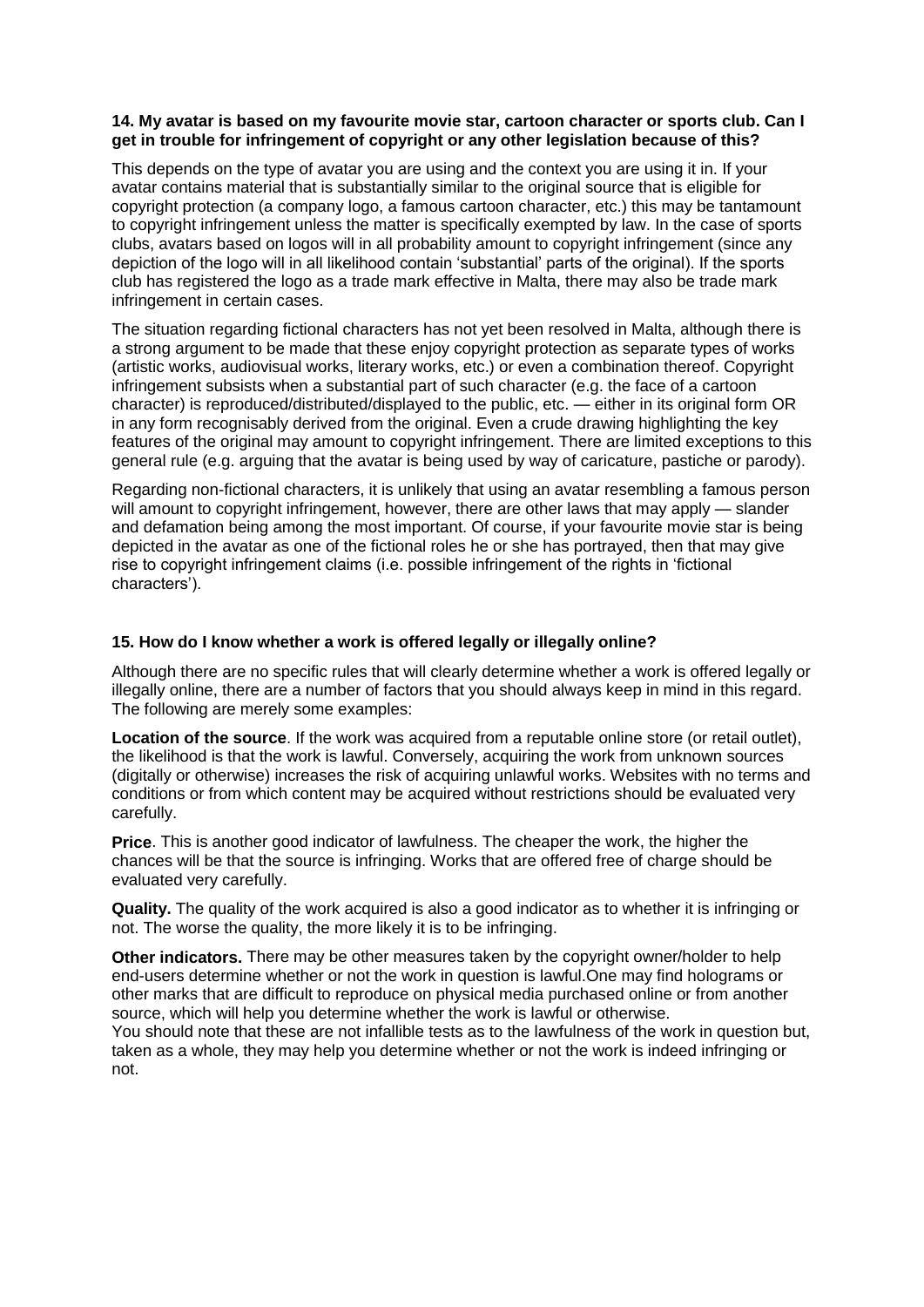**14. My avatar is based on my favourite movie star, cartoon character or sports club. Can I get in trouble for infringement of copyright or any other legislation because of this?**

This depends on the type of avatar you are using and the context you are using it in. If your avatar contains material that is substantially similar to the original source that is eligible for copyright protection (a company logo, a famous cartoon character, etc.) this may be tantamount to copyright infringement unless the matter is specifically exempted by law. In the case of sports clubs, avatars based on logos will in all probability amount to copyright infringement (since any depiction of the logo will in all likelihood contain 'substantial' parts of the original). If the sports club has registered the logo as a trade mark effective in Malta, there may also be trade mark infringement in certain cases.

The situation regarding fictional characters has not yet been resolved in Malta, although there is a strong argument to be made that these enjoy copyright protection as separate types of works (artistic works, audiovisual works, literary works, etc.) or even a combination thereof. Copyright infringement subsists when a substantial part of such character (e.g. the face of a cartoon character) is reproduced/distributed/displayed to the public, etc. — either in its original form OR in any form recognisably derived from the original. Even a crude drawing highlighting the key features of the original may amount to copyright infringement. There are limited exceptions to this general rule (e.g. arguing that the avatar is being used by way of caricature, pastiche or parody).

Regarding non-fictional characters, it is unlikely that using an avatar resembling a famous person will amount to copyright infringement, however, there are other laws that may apply — slander and defamation being among the most important. Of course, if your favourite movie star is being depicted in the avatar as one of the fictional roles he or she has portrayed, then that may give rise to copyright infringement claims (i.e. possible infringement of the rights in 'fictional characters').

**15. How do I know whether a work is offered legally or illegally online?**

Although there are no specific rules that will clearly determine whether a work is offered legally or illegally online, there are a number of factors that you should always keep in mind in this regard. The following are merely some examples:

**Location of the source**. If the work was acquired from a reputable online store (or retail outlet), the likelihood is that the work is lawful. Conversely, acquiring the work from unknown sources (digitally or otherwise) increases the risk of acquiring unlawful works. Websites with no terms and conditions or from which content may be acquired without restrictions should be evaluated very carefully.

**Price**. This is another good indicator of lawfulness. The cheaper the work, the higher the chances will be that the source is infringing. Works that are offered free of charge should be evaluated very carefully.

**Quality.** The quality of the work acquired is also a good indicator as to whether it is infringing or not. The worse the quality, the more likely it is to be infringing.

**Other indicators.** There may be other measures taken by the copyright owner/holder to help end-users determine whether or not the work in question is lawful.One may find holograms or other marks that are difficult to reproduce on physical media purchased online or from another source, which will help you determine whether the work is lawful or otherwise.
You should note that these are not infallible tests as to the lawfulness of the work in question but, taken as a whole, they may help you determine whether or not the work is indeed infringing or not.